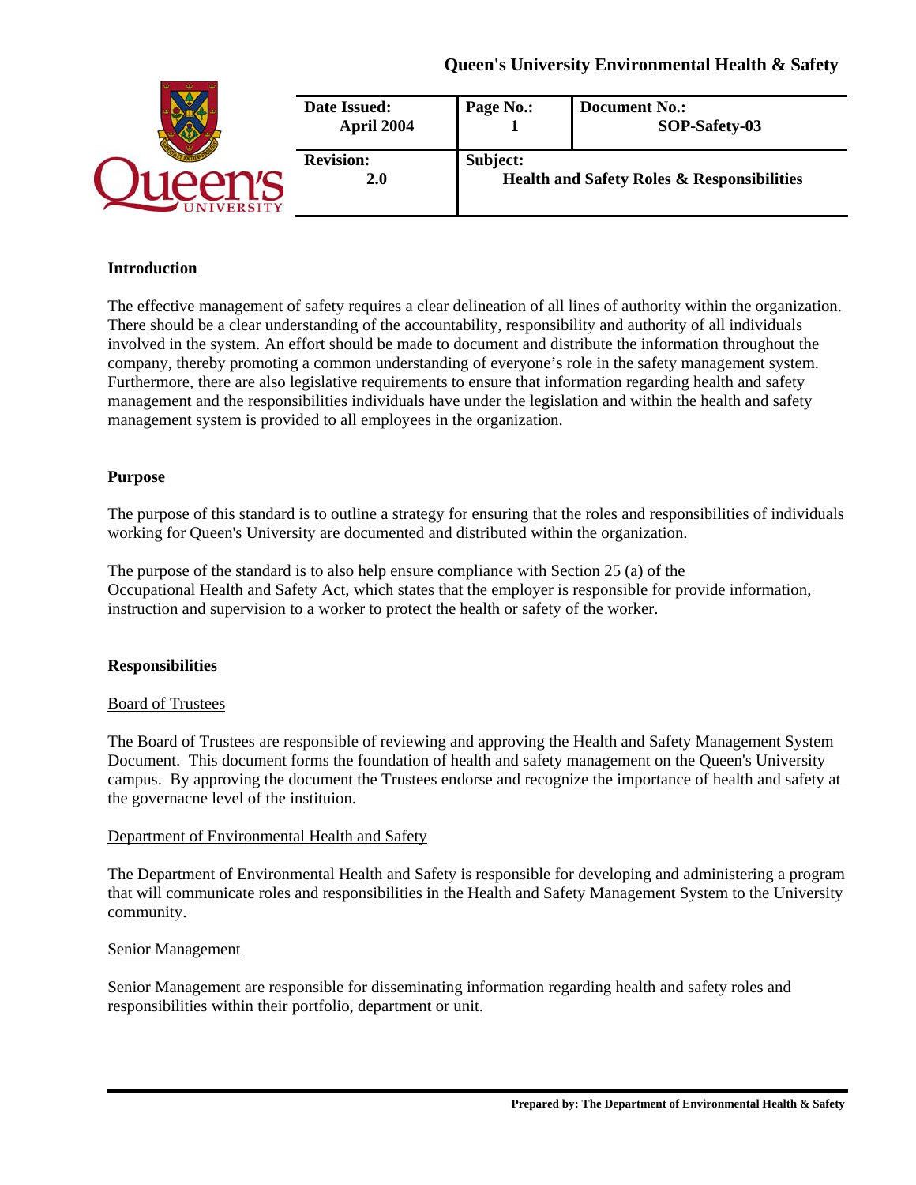# Queen's University Environmental Health & Safety

| Date Issued: April 2004 | Page No.: 1 | Document No.: SOP-Safety-03 |
|---|---|---|
| Revision: 2.0 | Subject: Health and Safety Roles & Responsibilities | |

## Introduction

The effective management of safety requires a clear delineation of all lines of authority within the organization. There should be a clear understanding of the accountability, responsibility and authority of all individuals involved in the system. An effort should be made to document and distribute the information throughout the company, thereby promoting a common understanding of everyone's role in the safety management system. Furthermore, there are also legislative requirements to ensure that information regarding health and safety management and the responsibilities individuals have under the legislation and within the health and safety management system is provided to all employees in the organization.

## Purpose

The purpose of this standard is to outline a strategy for ensuring that the roles and responsibilities of individuals working for Queen's University are documented and distributed within the organization.

The purpose of the standard is to also help ensure compliance with Section 25 (a) of the Occupational Health and Safety Act, which states that the employer is responsible for provide information, instruction and supervision to a worker to protect the health or safety of the worker.

## Responsibilities

### Board of Trustees

The Board of Trustees are responsible of reviewing and approving the Health and Safety Management System Document. This document forms the foundation of health and safety management on the Queen's University campus. By approving the document the Trustees endorse and recognize the importance of health and safety at the governacne level of the instituion.

### Department of Environmental Health and Safety

The Department of Environmental Health and Safety is responsible for developing and administering a program that will communicate roles and responsibilities in the Health and Safety Management System to the University community.

### Senior Management

Senior Management are responsible for disseminating information regarding health and safety roles and responsibilities within their portfolio, department or unit.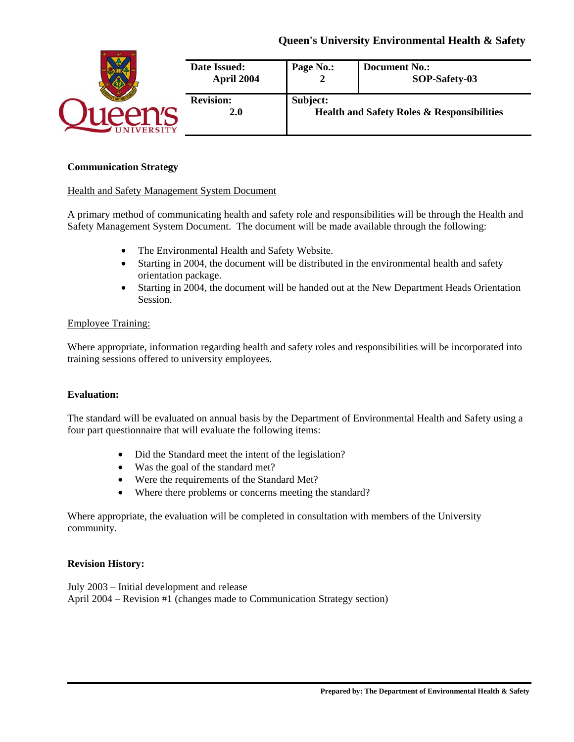**Communication Strategy**

Health and Safety Management System Document

A primary method of communicating health and safety role and responsibilities will be through the Health and Safety Management System Document. The document will be made available through the following:

- The Environmental Health and Safety Website.
- Starting in 2004, the document will be distributed in the environmental health and safety orientation package.
- Starting in 2004, the document will be handed out at the New Department Heads Orientation Session.

Employee Training:

Where appropriate, information regarding health and safety roles and responsibilities will be incorporated into training sessions offered to university employees.

**Evaluation:**

The standard will be evaluated on annual basis by the Department of Environmental Health and Safety using a four part questionnaire that will evaluate the following items:

- Did the Standard meet the intent of the legislation?
- Was the goal of the standard met?
- Were the requirements of the Standard Met?
- Where there problems or concerns meeting the standard?

Where appropriate, the evaluation will be completed in consultation with members of the University community.

**Revision History:**

July 2003 – Initial development and release
April 2004 – Revision #1 (changes made to Communication Strategy section)